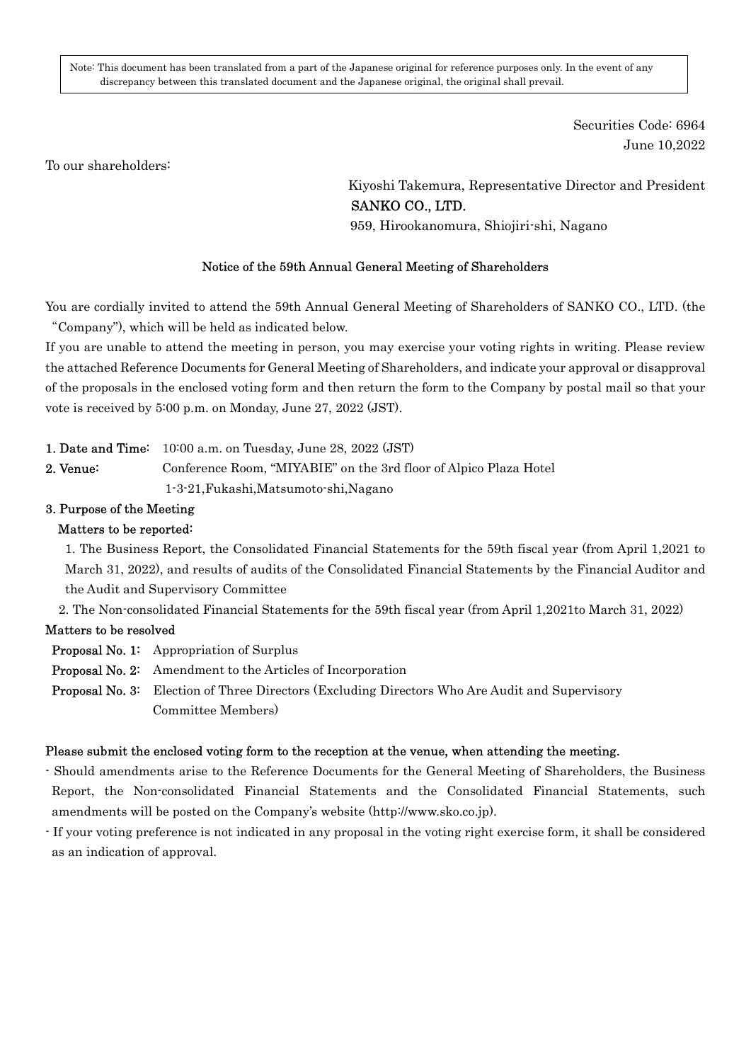> Note: This document has been translated from a part of the Japanese original for reference purposes only. In the event of any discrepancy between this translated document and the Japanese original, the original shall prevail.

Securities Code: 6964
June 10,2022

To our shareholders:

Kiyoshi Takemura, Representative Director and President
**SANKO CO., LTD.**
959, Hirookanomura, Shiojiri-shi, Nagano

## Notice of the 59th Annual General Meeting of Shareholders

You are cordially invited to attend the 59th Annual General Meeting of Shareholders of SANKO CO., LTD. (the "Company"), which will be held as indicated below.

If you are unable to attend the meeting in person, you may exercise your voting rights in writing. Please review the attached Reference Documents for General Meeting of Shareholders, and indicate your approval or disapproval of the proposals in the enclosed voting form and then return the form to the Company by postal mail so that your vote is received by 5:00 p.m. on Monday, June 27, 2022 (JST).

**1. Date and Time:** 10:00 a.m. on Tuesday, June 28, 2022 (JST)

**2. Venue:** Conference Room, "MIYABIE" on the 3rd floor of Alpico Plaza Hotel
1-3-21,Fukashi,Matsumoto-shi,Nagano

**3. Purpose of the Meeting**

**Matters to be reported:**

1. The Business Report, the Consolidated Financial Statements for the 59th fiscal year (from April 1,2021 to March 31, 2022), and results of audits of the Consolidated Financial Statements by the Financial Auditor and the Audit and Supervisory Committee
2. The Non-consolidated Financial Statements for the 59th fiscal year (from April 1,2021to March 31, 2022)

**Matters to be resolved**

**Proposal No. 1:** Appropriation of Surplus

**Proposal No. 2:** Amendment to the Articles of Incorporation

**Proposal No. 3:** Election of Three Directors (Excluding Directors Who Are Audit and Supervisory Committee Members)

**Please submit the enclosed voting form to the reception at the venue, when attending the meeting.**

- Should amendments arise to the Reference Documents for the General Meeting of Shareholders, the Business Report, the Non-consolidated Financial Statements and the Consolidated Financial Statements, such amendments will be posted on the Company's website (http://www.sko.co.jp).
- If your voting preference is not indicated in any proposal in the voting right exercise form, it shall be considered as an indication of approval.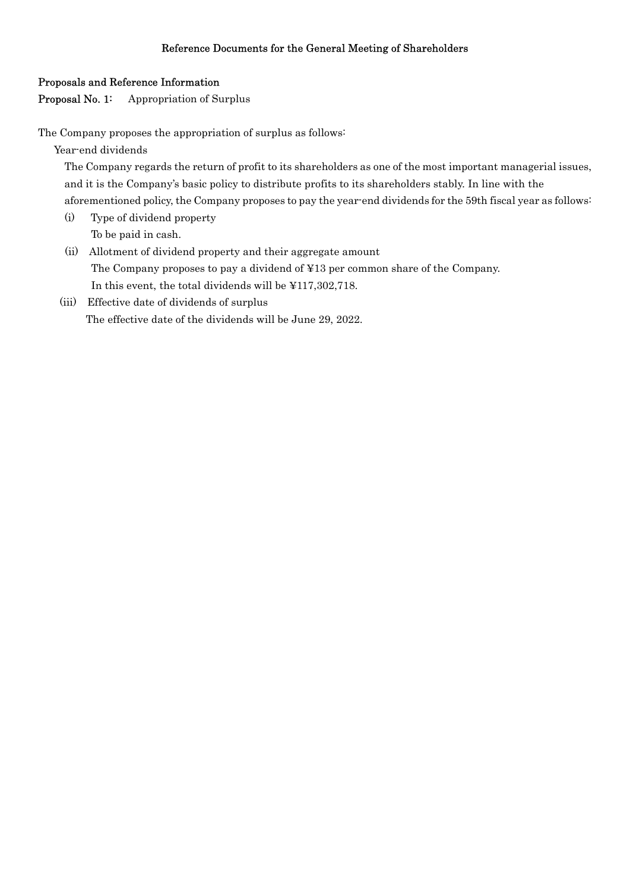## Reference Documents for the General Meeting of Shareholders

### Proposals and Reference Information

**Proposal No. 1:** Appropriation of Surplus

The Company proposes the appropriation of surplus as follows:

Year-end dividends

The Company regards the return of profit to its shareholders as one of the most important managerial issues, and it is the Company's basic policy to distribute profits to its shareholders stably. In line with the aforementioned policy, the Company proposes to pay the year-end dividends for the 59th fiscal year as follows:

(i) Type of dividend property

To be paid in cash.

(ii) Allotment of dividend property and their aggregate amount

The Company proposes to pay a dividend of ¥13 per common share of the Company.

In this event, the total dividends will be ¥117,302,718.

(iii) Effective date of dividends of surplus

The effective date of the dividends will be June 29, 2022.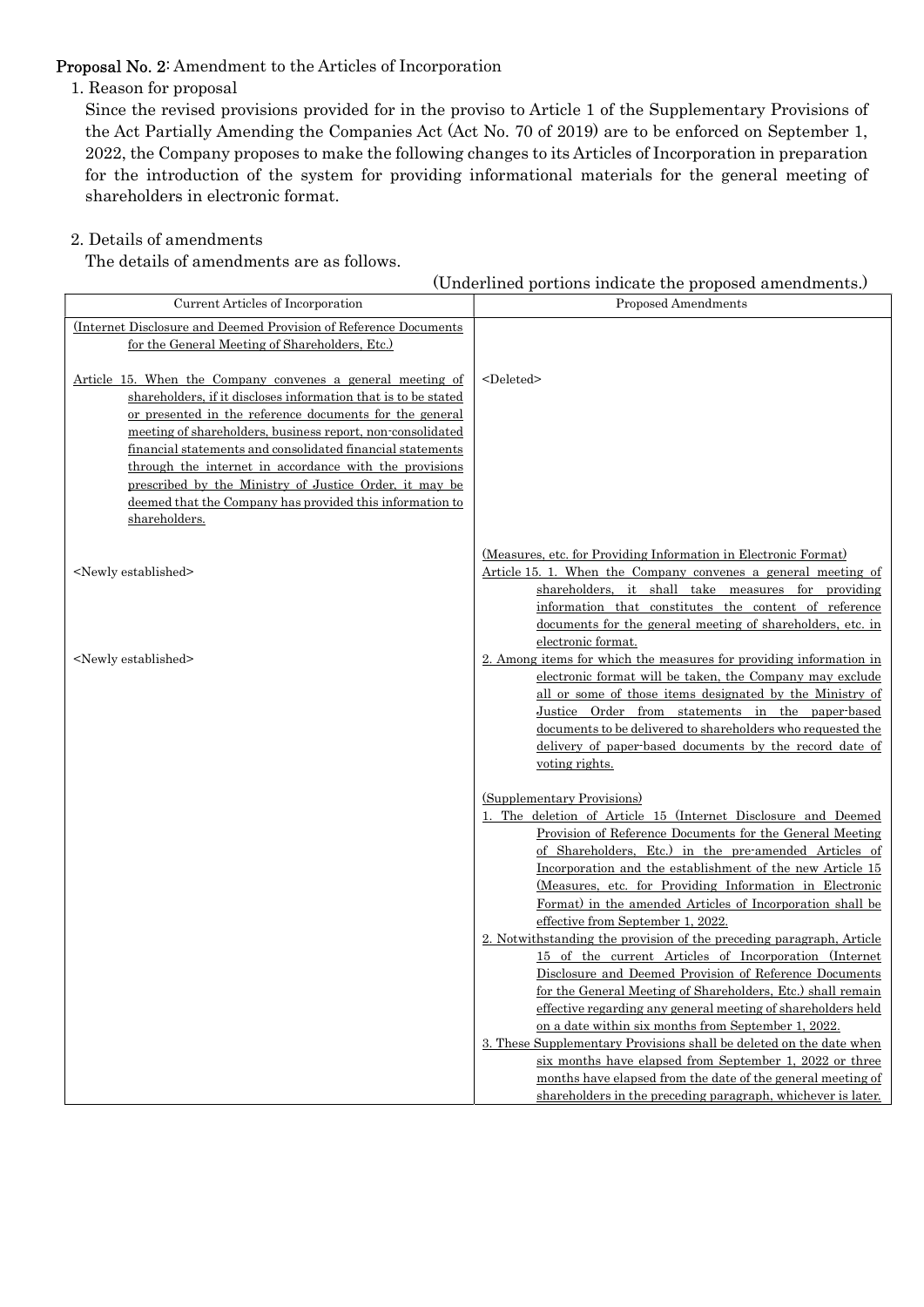**Proposal No. 2**: Amendment to the Articles of Incorporation

1. Reason for proposal

Since the revised provisions provided for in the proviso to Article 1 of the Supplementary Provisions of the Act Partially Amending the Companies Act (Act No. 70 of 2019) are to be enforced on September 1, 2022, the Company proposes to make the following changes to its Articles of Incorporation in preparation for the introduction of the system for providing informational materials for the general meeting of shareholders in electronic format.

2. Details of amendments

The details of amendments are as follows.

(Underlined portions indicate the proposed amendments.)

| Current Articles of Incorporation | Proposed Amendments |
|---|---|
| (Internet Disclosure and Deemed Provision of Reference Documents for the General Meeting of Shareholders, Etc.)<br><br>Article 15. When the Company convenes a general meeting of shareholders, if it discloses information that is to be stated or presented in the reference documents for the general meeting of shareholders, business report, non-consolidated financial statements and consolidated financial statements through the internet in accordance with the provisions prescribed by the Ministry of Justice Order, it may be deemed that the Company has provided this information to shareholders. | <Deleted> |
| <Newly established> | (Measures, etc. for Providing Information in Electronic Format)<br>Article 15. 1. When the Company convenes a general meeting of shareholders, it shall take measures for providing information that constitutes the content of reference documents for the general meeting of shareholders, etc. in electronic format. |
| <Newly established> | 2. Among items for which the measures for providing information in electronic format will be taken, the Company may exclude all or some of those items designated by the Ministry of Justice Order from statements in the paper-based documents to be delivered to shareholders who requested the delivery of paper-based documents by the record date of voting rights. |
| | (Supplementary Provisions)<br>1. The deletion of Article 15 (Internet Disclosure and Deemed Provision of Reference Documents for the General Meeting of Shareholders, Etc.) in the pre-amended Articles of Incorporation and the establishment of the new Article 15 (Measures, etc. for Providing Information in Electronic Format) in the amended Articles of Incorporation shall be effective from September 1, 2022.<br>2. Notwithstanding the provision of the preceding paragraph, Article 15 of the current Articles of Incorporation (Internet Disclosure and Deemed Provision of Reference Documents for the General Meeting of Shareholders, Etc.) shall remain effective regarding any general meeting of shareholders held on a date within six months from September 1, 2022.<br>3. These Supplementary Provisions shall be deleted on the date when six months have elapsed from September 1, 2022 or three months have elapsed from the date of the general meeting of shareholders in the preceding paragraph, whichever is later. |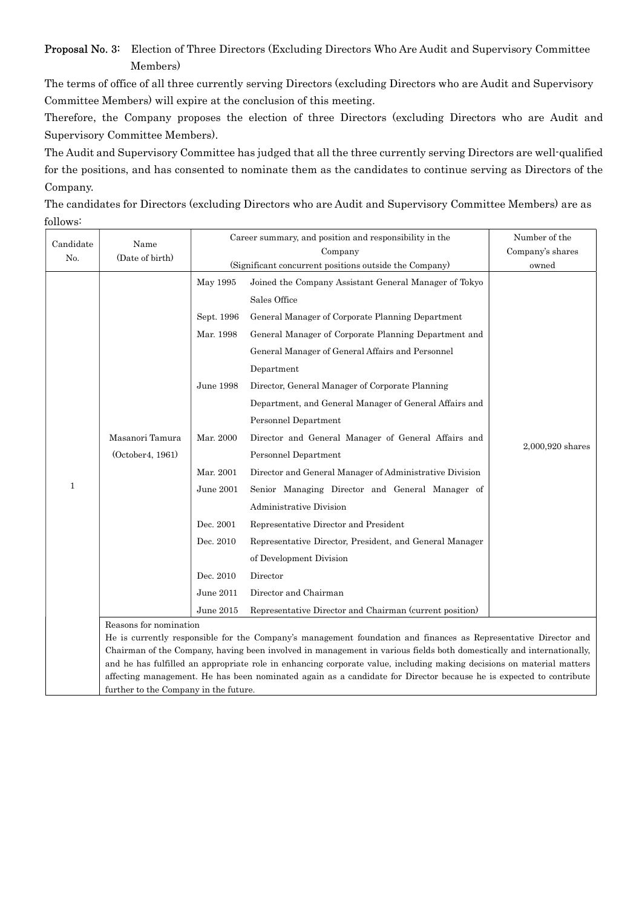**Proposal No. 3:** Election of Three Directors (Excluding Directors Who Are Audit and Supervisory Committee Members)

The terms of office of all three currently serving Directors (excluding Directors who are Audit and Supervisory Committee Members) will expire at the conclusion of this meeting.

Therefore, the Company proposes the election of three Directors (excluding Directors who are Audit and Supervisory Committee Members).

The Audit and Supervisory Committee has judged that all the three currently serving Directors are well-qualified for the positions, and has consented to nominate them as the candidates to continue serving as Directors of the Company.

The candidates for Directors (excluding Directors who are Audit and Supervisory Committee Members) are as follows:

| Candidate No. | Name (Date of birth) | Career summary, and position and responsibility in the Company (Significant concurrent positions outside the Company) | | Number of the Company's shares owned |
|---|---|---|---|---|
| 1 | Masanori Tamura (October4, 1961) | May 1995 | Joined the Company Assistant General Manager of Tokyo Sales Office | 2,000,920 shares |
| | | Sept. 1996 | General Manager of Corporate Planning Department | |
| | | Mar. 1998 | General Manager of Corporate Planning Department and General Manager of General Affairs and Personnel Department | |
| | | June 1998 | Director, General Manager of Corporate Planning Department, and General Manager of General Affairs and Personnel Department | |
| | | Mar. 2000 | Director and General Manager of General Affairs and Personnel Department | |
| | | Mar. 2001 | Director and General Manager of Administrative Division | |
| | | June 2001 | Senior Managing Director and General Manager of Administrative Division | |
| | | Dec. 2001 | Representative Director and President | |
| | | Dec. 2010 | Representative Director, President, and General Manager of Development Division | |
| | | Dec. 2010 | Director | |
| | | June 2011 | Director and Chairman | |
| | | June 2015 | Representative Director and Chairman (current position) | |
| | Reasons for nomination<br>He is currently responsible for the Company's management foundation and finances as Representative Director and Chairman of the Company, having been involved in management in various fields both domestically and internationally, and he has fulfilled an appropriate role in enhancing corporate value, including making decisions on material matters affecting management. He has been nominated again as a candidate for Director because he is expected to contribute further to the Company in the future. | | | |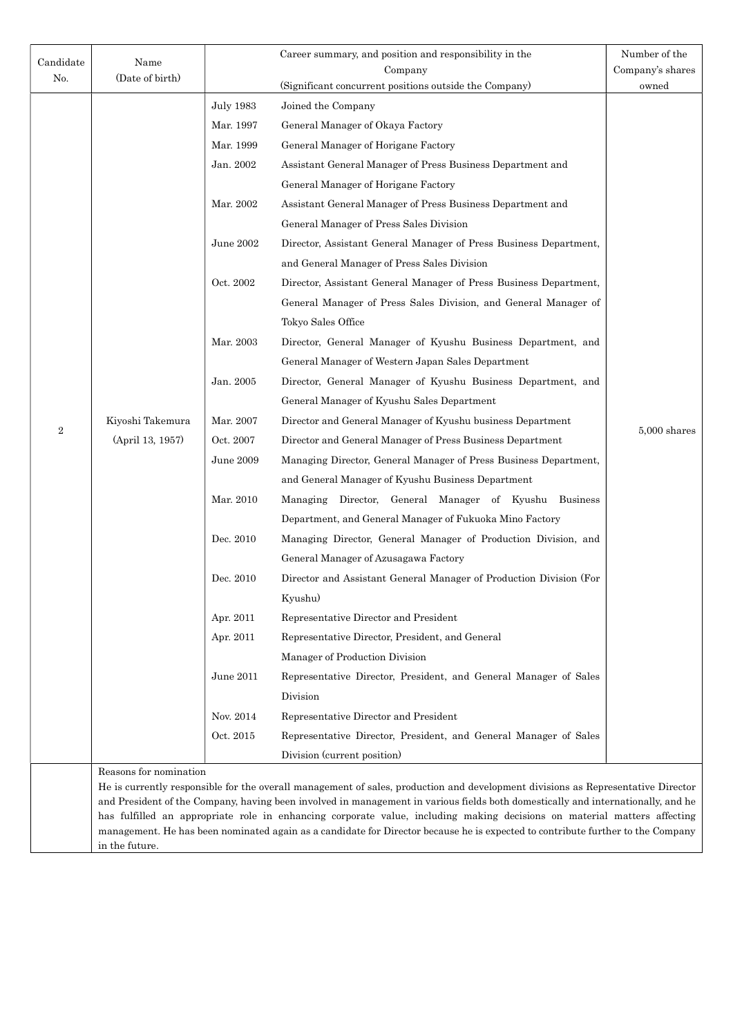| Candidate No. | Name (Date of birth) | Career summary, and position and responsibility in the Company (Significant concurrent positions outside the Company) | | Number of the Company's shares owned |
|---|---|---|---|---|
| 2 | Kiyoshi Takemura (April 13, 1957) | July 1983 | Joined the Company | 5,000 shares |
| | | Mar. 1997 | General Manager of Okaya Factory | |
| | | Mar. 1999 | General Manager of Horigane Factory | |
| | | Jan. 2002 | Assistant General Manager of Press Business Department and General Manager of Horigane Factory | |
| | | Mar. 2002 | Assistant General Manager of Press Business Department and General Manager of Press Sales Division | |
| | | June 2002 | Director, Assistant General Manager of Press Business Department, and General Manager of Press Sales Division | |
| | | Oct. 2002 | Director, Assistant General Manager of Press Business Department, General Manager of Press Sales Division, and General Manager of Tokyo Sales Office | |
| | | Mar. 2003 | Director, General Manager of Kyushu Business Department, and General Manager of Western Japan Sales Department | |
| | | Jan. 2005 | Director, General Manager of Kyushu Business Department, and General Manager of Kyushu Sales Department | |
| | | Mar. 2007 | Director and General Manager of Kyushu business Department | |
| | | Oct. 2007 | Director and General Manager of Press Business Department | |
| | | June 2009 | Managing Director, General Manager of Press Business Department, and General Manager of Kyushu Business Department | |
| | | Mar. 2010 | Managing Director, General Manager of Kyushu Business Department, and General Manager of Fukuoka Mino Factory | |
| | | Dec. 2010 | Managing Director, General Manager of Production Division, and General Manager of Azusagawa Factory | |
| | | Dec. 2010 | Director and Assistant General Manager of Production Division (For Kyushu) | |
| | | Apr. 2011 | Representative Director and President | |
| | | Apr. 2011 | Representative Director, President, and General Manager of Production Division | |
| | | June 2011 | Representative Director, President, and General Manager of Sales Division | |
| | | Nov. 2014 | Representative Director and President | |
| | | Oct. 2015 | Representative Director, President, and General Manager of Sales Division (current position) | |
| | Reasons for nomination<br>He is currently responsible for the overall management of sales, production and development divisions as Representative Director and President of the Company, having been involved in management in various fields both domestically and internationally, and he has fulfilled an appropriate role in enhancing corporate value, including making decisions on material matters affecting management. He has been nominated again as a candidate for Director because he is expected to contribute further to the Company in the future. | | | |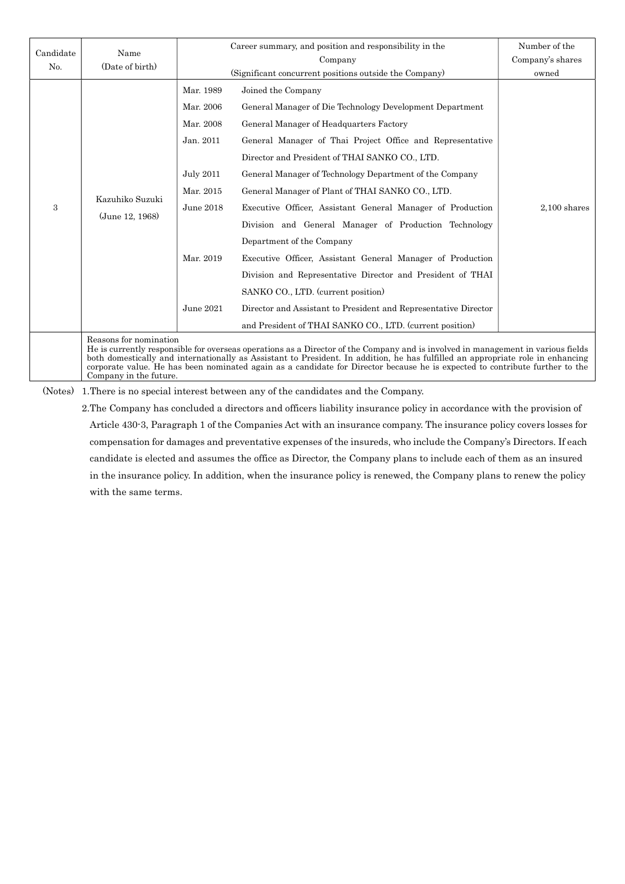| Candidate No. | Name (Date of birth) | Career summary, and position and responsibility in the Company (Significant concurrent positions outside the Company) | Number of the Company's shares owned |
|---|---|---|---|
| 3 | Kazuhiko Suzuki (June 12, 1968) | Mar. 1989 Joined the Company<br>Mar. 2006 General Manager of Die Technology Development Department<br>Mar. 2008 General Manager of Headquarters Factory<br>Jan. 2011 General Manager of Thai Project Office and Representative Director and President of THAI SANKO CO., LTD.<br>July 2011 General Manager of Technology Department of the Company<br>Mar. 2015 General Manager of Plant of THAI SANKO CO., LTD.<br>June 2018 Executive Officer, Assistant General Manager of Production Division and General Manager of Production Technology Department of the Company<br>Mar. 2019 Executive Officer, Assistant General Manager of Production Division and Representative Director and President of THAI SANKO CO., LTD. (current position)<br>June 2021 Director and Assistant to President and Representative Director and President of THAI SANKO CO., LTD. (current position) | 2,100 shares |
| | Reasons for nomination<br>He is currently responsible for overseas operations as a Director of the Company and is involved in management in various fields both domestically and internationally as Assistant to President. In addition, he has fulfilled an appropriate role in enhancing corporate value. He has been nominated again as a candidate for Director because he is expected to contribute further to the Company in the future. | | |

(Notes) 1.There is no special interest between any of the candidates and the Company.

2.The Company has concluded a directors and officers liability insurance policy in accordance with the provision of Article 430-3, Paragraph 1 of the Companies Act with an insurance company. The insurance policy covers losses for compensation for damages and preventative expenses of the insureds, who include the Company's Directors. If each candidate is elected and assumes the office as Director, the Company plans to include each of them as an insured in the insurance policy. In addition, when the insurance policy is renewed, the Company plans to renew the policy with the same terms.